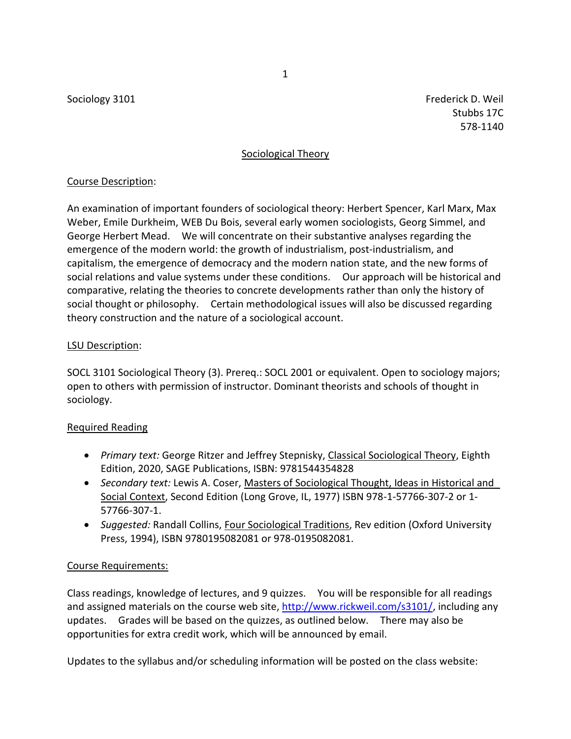Sociology 3101

Frederick D. Weil
Stubbs 17C
578-1140

## Sociological Theory

### Course Description:

An examination of important founders of sociological theory: Herbert Spencer, Karl Marx, Max Weber, Emile Durkheim, WEB Du Bois, several early women sociologists, Georg Simmel, and George Herbert Mead. We will concentrate on their substantive analyses regarding the emergence of the modern world: the growth of industrialism, post-industrialism, and capitalism, the emergence of democracy and the modern nation state, and the new forms of social relations and value systems under these conditions. Our approach will be historical and comparative, relating the theories to concrete developments rather than only the history of social thought or philosophy. Certain methodological issues will also be discussed regarding theory construction and the nature of a sociological account.

### LSU Description:

SOCL 3101 Sociological Theory (3). Prereq.: SOCL 2001 or equivalent. Open to sociology majors; open to others with permission of instructor. Dominant theorists and schools of thought in sociology.

### Required Reading

- *Primary text:* George Ritzer and Jeffrey Stepnisky, Classical Sociological Theory, Eighth Edition, 2020, SAGE Publications, ISBN: 9781544354828
- *Secondary text:* Lewis A. Coser, Masters of Sociological Thought, Ideas in Historical and Social Context, Second Edition (Long Grove, IL, 1977) ISBN 978-1-57766-307-2 or 1-57766-307-1.
- *Suggested:* Randall Collins, Four Sociological Traditions, Rev edition (Oxford University Press, 1994), ISBN 9780195082081 or 978-0195082081.

### Course Requirements:

Class readings, knowledge of lectures, and 9 quizzes. You will be responsible for all readings and assigned materials on the course web site, http://www.rickweil.com/s3101/, including any updates. Grades will be based on the quizzes, as outlined below. There may also be opportunities for extra credit work, which will be announced by email.

Updates to the syllabus and/or scheduling information will be posted on the class website: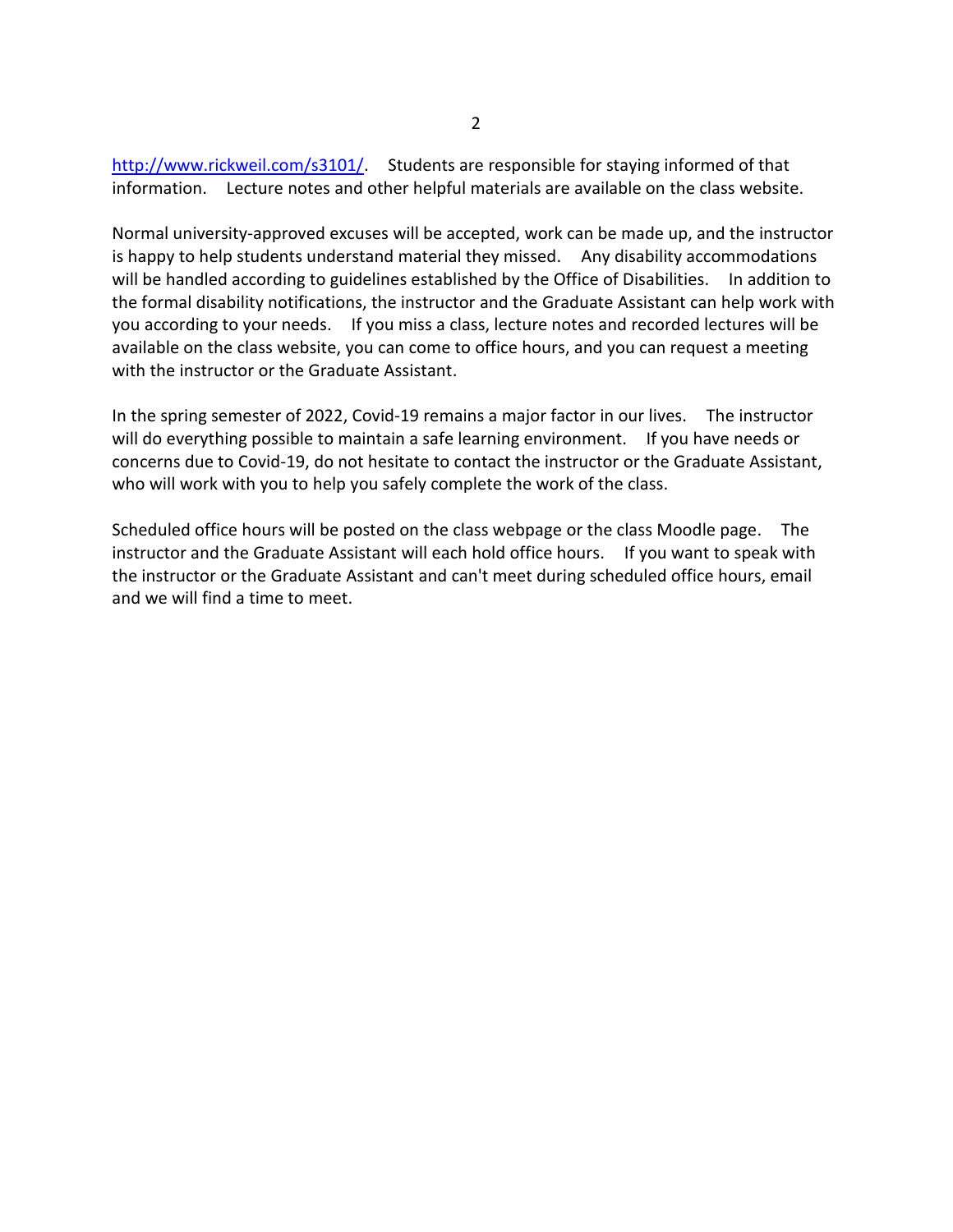http://www.rickweil.com/s3101/. Students are responsible for staying informed of that information. Lecture notes and other helpful materials are available on the class website.

Normal university-approved excuses will be accepted, work can be made up, and the instructor is happy to help students understand material they missed. Any disability accommodations will be handled according to guidelines established by the Office of Disabilities. In addition to the formal disability notifications, the instructor and the Graduate Assistant can help work with you according to your needs. If you miss a class, lecture notes and recorded lectures will be available on the class website, you can come to office hours, and you can request a meeting with the instructor or the Graduate Assistant.

In the spring semester of 2022, Covid-19 remains a major factor in our lives. The instructor will do everything possible to maintain a safe learning environment. If you have needs or concerns due to Covid-19, do not hesitate to contact the instructor or the Graduate Assistant, who will work with you to help you safely complete the work of the class.

Scheduled office hours will be posted on the class webpage or the class Moodle page. The instructor and the Graduate Assistant will each hold office hours. If you want to speak with the instructor or the Graduate Assistant and can't meet during scheduled office hours, email and we will find a time to meet.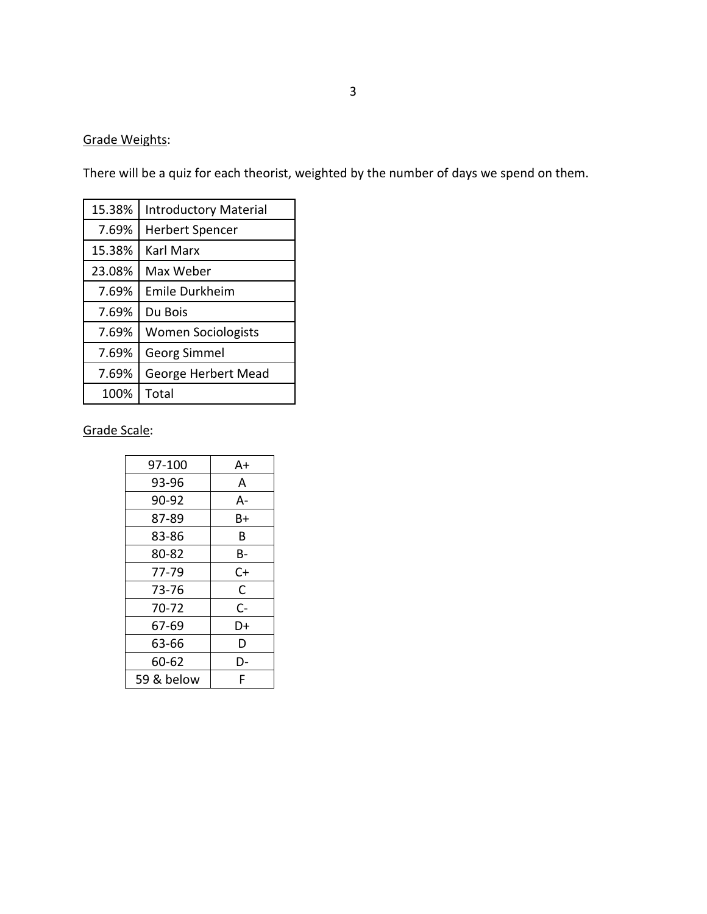<u>Grade Weights</u>:

There will be a quiz for each theorist, weighted by the number of days we spend on them.

| | |
|---|---|
| 15.38% | Introductory Material |
| 7.69% | Herbert Spencer |
| 15.38% | Karl Marx |
| 23.08% | Max Weber |
| 7.69% | Emile Durkheim |
| 7.69% | Du Bois |
| 7.69% | Women Sociologists |
| 7.69% | Georg Simmel |
| 7.69% | George Herbert Mead |
| 100% | Total |

<u>Grade Scale</u>:

| | |
|---|---|
| 97-100 | A+ |
| 93-96 | A |
| 90-92 | A- |
| 87-89 | B+ |
| 83-86 | B |
| 80-82 | B- |
| 77-79 | C+ |
| 73-76 | C |
| 70-72 | C- |
| 67-69 | D+ |
| 63-66 | D |
| 60-62 | D- |
| 59 & below | F |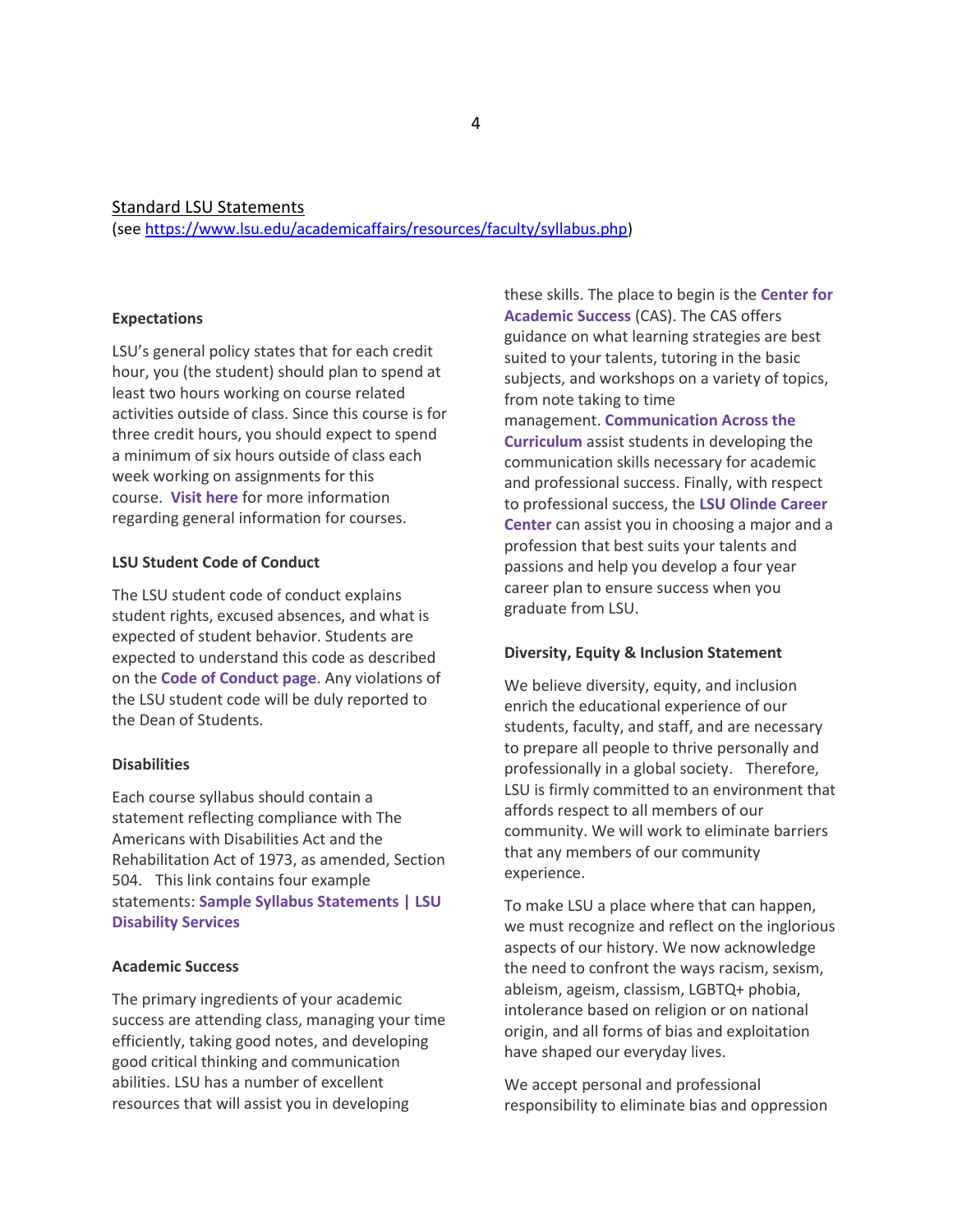## Standard LSU Statements

(see https://www.lsu.edu/academicaffairs/resources/faculty/syllabus.php)

### Expectations

LSU's general policy states that for each credit hour, you (the student) should plan to spend at least two hours working on course related activities outside of class. Since this course is for three credit hours, you should expect to spend a minimum of six hours outside of class each week working on assignments for this course. **Visit here** for more information regarding general information for courses.

### LSU Student Code of Conduct

The LSU student code of conduct explains student rights, excused absences, and what is expected of student behavior. Students are expected to understand this code as described on the **Code of Conduct page**. Any violations of the LSU student code will be duly reported to the Dean of Students.

### Disabilities

Each course syllabus should contain a statement reflecting compliance with The Americans with Disabilities Act and the Rehabilitation Act of 1973, as amended, Section 504. This link contains four example statements: **Sample Syllabus Statements | LSU Disability Services**

### Academic Success

The primary ingredients of your academic success are attending class, managing your time efficiently, taking good notes, and developing good critical thinking and communication abilities. LSU has a number of excellent resources that will assist you in developing these skills. The place to begin is the **Center for Academic Success** (CAS). The CAS offers guidance on what learning strategies are best suited to your talents, tutoring in the basic subjects, and workshops on a variety of topics, from note taking to time management. **Communication Across the Curriculum** assist students in developing the communication skills necessary for academic and professional success. Finally, with respect to professional success, the **LSU Olinde Career Center** can assist you in choosing a major and a profession that best suits your talents and passions and help you develop a four year career plan to ensure success when you graduate from LSU.

### Diversity, Equity & Inclusion Statement

We believe diversity, equity, and inclusion enrich the educational experience of our students, faculty, and staff, and are necessary to prepare all people to thrive personally and professionally in a global society. Therefore, LSU is firmly committed to an environment that affords respect to all members of our community. We will work to eliminate barriers that any members of our community experience.

To make LSU a place where that can happen, we must recognize and reflect on the inglorious aspects of our history. We now acknowledge the need to confront the ways racism, sexism, ableism, ageism, classism, LGBTQ+ phobia, intolerance based on religion or on national origin, and all forms of bias and exploitation have shaped our everyday lives.

We accept personal and professional responsibility to eliminate bias and oppression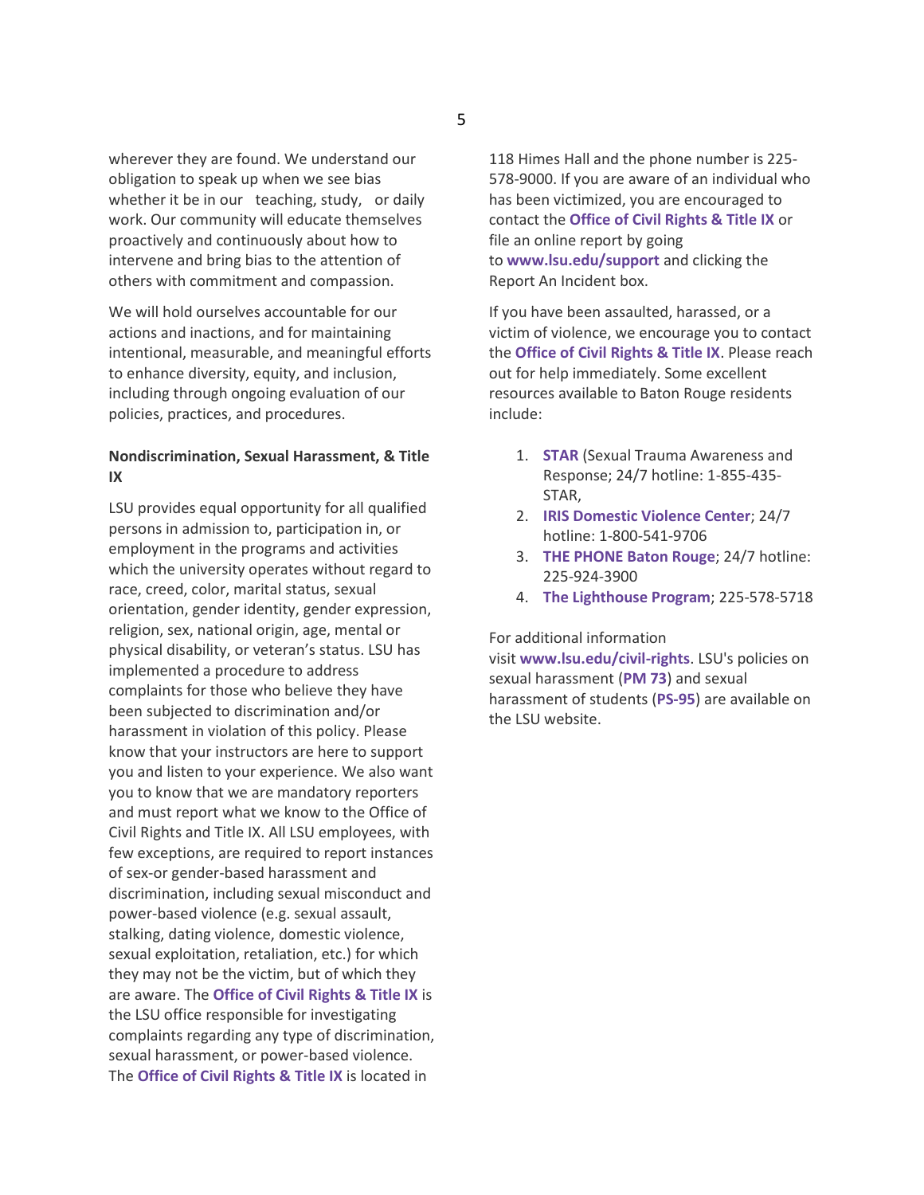wherever they are found. We understand our obligation to speak up when we see bias whether it be in our teaching, study, or daily work. Our community will educate themselves proactively and continuously about how to intervene and bring bias to the attention of others with commitment and compassion.

We will hold ourselves accountable for our actions and inactions, and for maintaining intentional, measurable, and meaningful efforts to enhance diversity, equity, and inclusion, including through ongoing evaluation of our policies, practices, and procedures.

**Nondiscrimination, Sexual Harassment, & Title IX**

LSU provides equal opportunity for all qualified persons in admission to, participation in, or employment in the programs and activities which the university operates without regard to race, creed, color, marital status, sexual orientation, gender identity, gender expression, religion, sex, national origin, age, mental or physical disability, or veteran's status. LSU has implemented a procedure to address complaints for those who believe they have been subjected to discrimination and/or harassment in violation of this policy. Please know that your instructors are here to support you and listen to your experience. We also want you to know that we are mandatory reporters and must report what we know to the Office of Civil Rights and Title IX. All LSU employees, with few exceptions, are required to report instances of sex-or gender-based harassment and discrimination, including sexual misconduct and power-based violence (e.g. sexual assault, stalking, dating violence, domestic violence, sexual exploitation, retaliation, etc.) for which they may not be the victim, but of which they are aware. The **Office of Civil Rights & Title IX** is the LSU office responsible for investigating complaints regarding any type of discrimination, sexual harassment, or power-based violence. The **Office of Civil Rights & Title IX** is located in 118 Himes Hall and the phone number is 225-578-9000. If you are aware of an individual who has been victimized, you are encouraged to contact the **Office of Civil Rights & Title IX** or file an online report by going to **www.lsu.edu/support** and clicking the Report An Incident box.

If you have been assaulted, harassed, or a victim of violence, we encourage you to contact the **Office of Civil Rights & Title IX**. Please reach out for help immediately. Some excellent resources available to Baton Rouge residents include:

1. **STAR** (Sexual Trauma Awareness and Response; 24/7 hotline: 1-855-435-STAR,
2. **IRIS Domestic Violence Center**; 24/7 hotline: 1-800-541-9706
3. **THE PHONE Baton Rouge**; 24/7 hotline: 225-924-3900
4. **The Lighthouse Program**; 225-578-5718

For additional information visit **www.lsu.edu/civil-rights**. LSU's policies on sexual harassment (**PM 73**) and sexual harassment of students (**PS-95**) are available on the LSU website.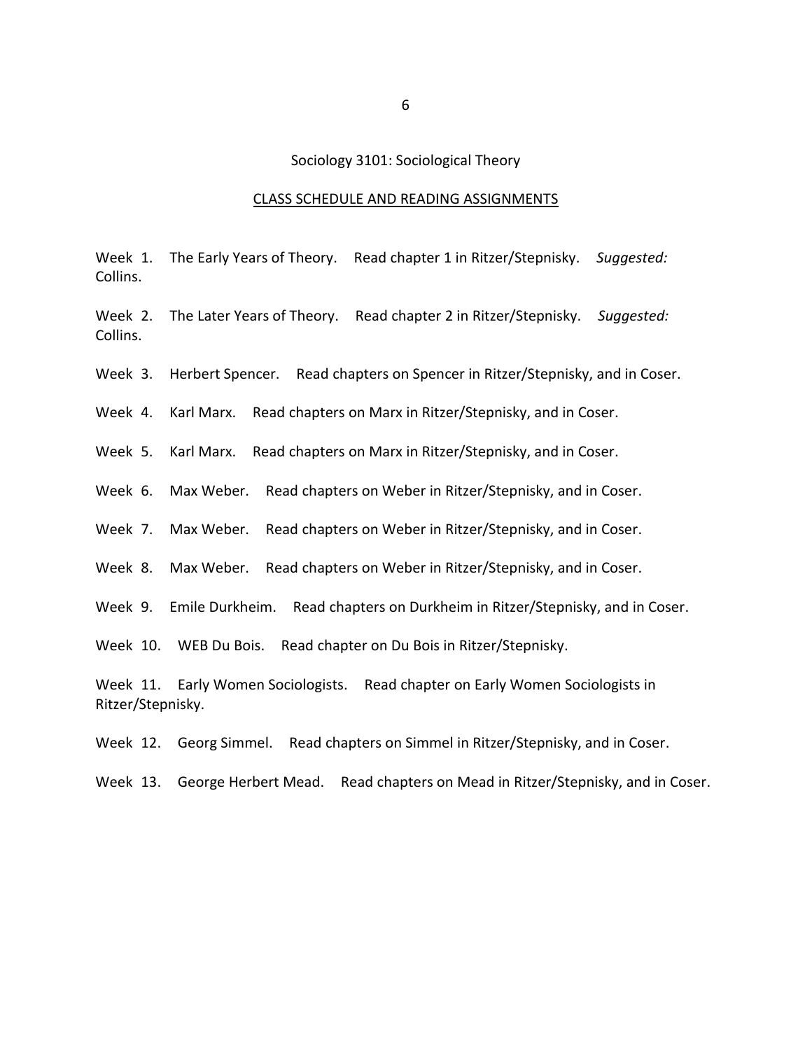## Sociology 3101: Sociological Theory

### CLASS SCHEDULE AND READING ASSIGNMENTS

Week 1. The Early Years of Theory. Read chapter 1 in Ritzer/Stepnisky. *Suggested:* Collins.

Week 2. The Later Years of Theory. Read chapter 2 in Ritzer/Stepnisky. *Suggested:* Collins.

Week 3. Herbert Spencer. Read chapters on Spencer in Ritzer/Stepnisky, and in Coser.

Week 4. Karl Marx. Read chapters on Marx in Ritzer/Stepnisky, and in Coser.

Week 5. Karl Marx. Read chapters on Marx in Ritzer/Stepnisky, and in Coser.

Week 6. Max Weber. Read chapters on Weber in Ritzer/Stepnisky, and in Coser.

Week 7. Max Weber. Read chapters on Weber in Ritzer/Stepnisky, and in Coser.

Week 8. Max Weber. Read chapters on Weber in Ritzer/Stepnisky, and in Coser.

Week 9. Emile Durkheim. Read chapters on Durkheim in Ritzer/Stepnisky, and in Coser.

Week 10. WEB Du Bois. Read chapter on Du Bois in Ritzer/Stepnisky.

Week 11. Early Women Sociologists. Read chapter on Early Women Sociologists in Ritzer/Stepnisky.

Week 12. Georg Simmel. Read chapters on Simmel in Ritzer/Stepnisky, and in Coser.

Week 13. George Herbert Mead. Read chapters on Mead in Ritzer/Stepnisky, and in Coser.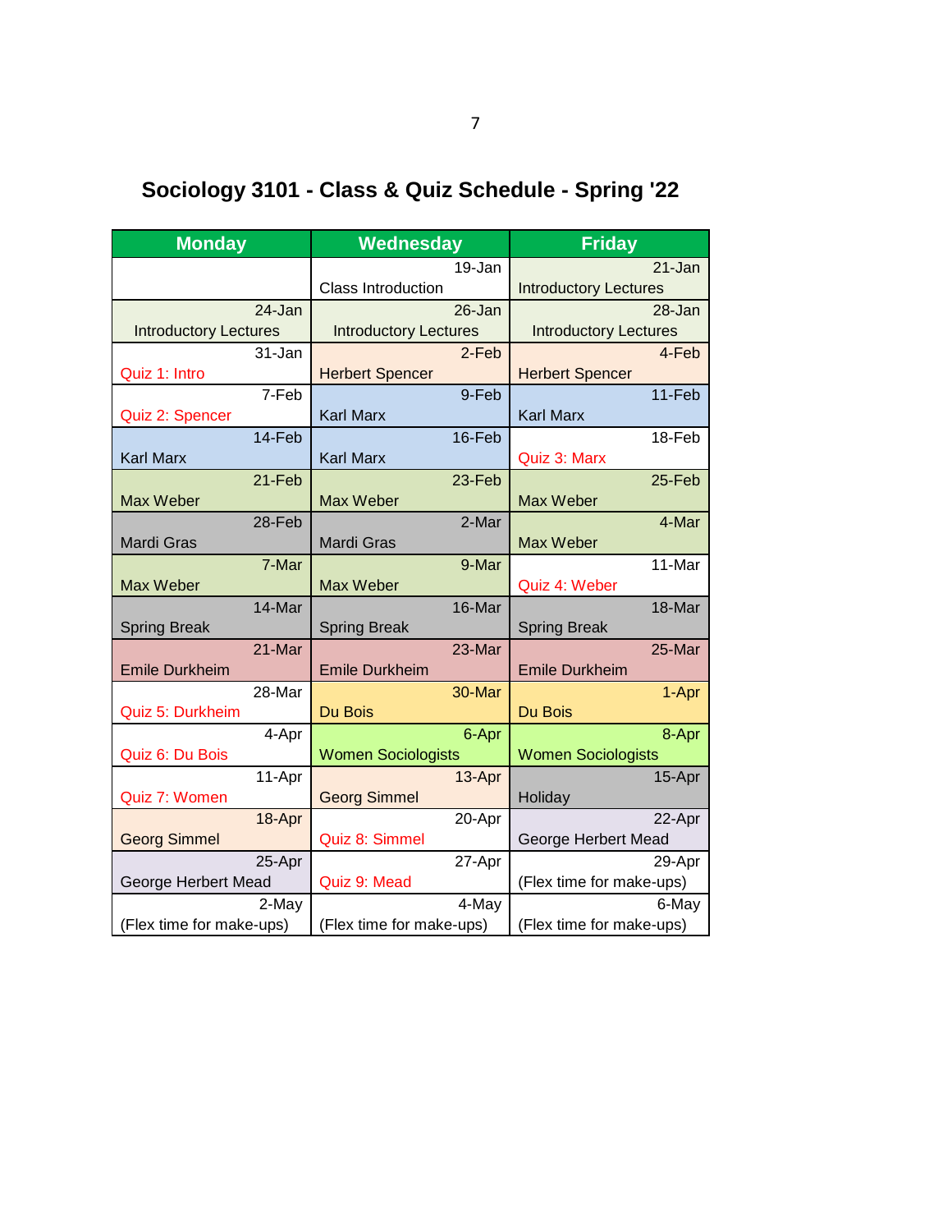## Sociology 3101 - Class & Quiz Schedule - Spring '22

| Monday | Wednesday | Friday |
|---|---|---|
| | 19-Jan Class Introduction | 21-Jan Introductory Lectures |
| 24-Jan Introductory Lectures | 26-Jan Introductory Lectures | 28-Jan Introductory Lectures |
| 31-Jan Quiz 1: Intro | 2-Feb Herbert Spencer | 4-Feb Herbert Spencer |
| 7-Feb Quiz 2: Spencer | 9-Feb Karl Marx | 11-Feb Karl Marx |
| 14-Feb Karl Marx | 16-Feb Karl Marx | 18-Feb Quiz 3: Marx |
| 21-Feb Max Weber | 23-Feb Max Weber | 25-Feb Max Weber |
| 28-Feb Mardi Gras | 2-Mar Mardi Gras | 4-Mar Max Weber |
| 7-Mar Max Weber | 9-Mar Max Weber | 11-Mar Quiz 4: Weber |
| 14-Mar Spring Break | 16-Mar Spring Break | 18-Mar Spring Break |
| 21-Mar Emile Durkheim | 23-Mar Emile Durkheim | 25-Mar Emile Durkheim |
| 28-Mar Quiz 5: Durkheim | 30-Mar Du Bois | 1-Apr Du Bois |
| 4-Apr Quiz 6: Du Bois | 6-Apr Women Sociologists | 8-Apr Women Sociologists |
| 11-Apr Quiz 7: Women | 13-Apr Georg Simmel | 15-Apr Holiday |
| 18-Apr Georg Simmel | 20-Apr Quiz 8: Simmel | 22-Apr George Herbert Mead |
| 25-Apr George Herbert Mead | 27-Apr Quiz 9: Mead | 29-Apr (Flex time for make-ups) |
| 2-May (Flex time for make-ups) | 4-May (Flex time for make-ups) | 6-May (Flex time for make-ups) |